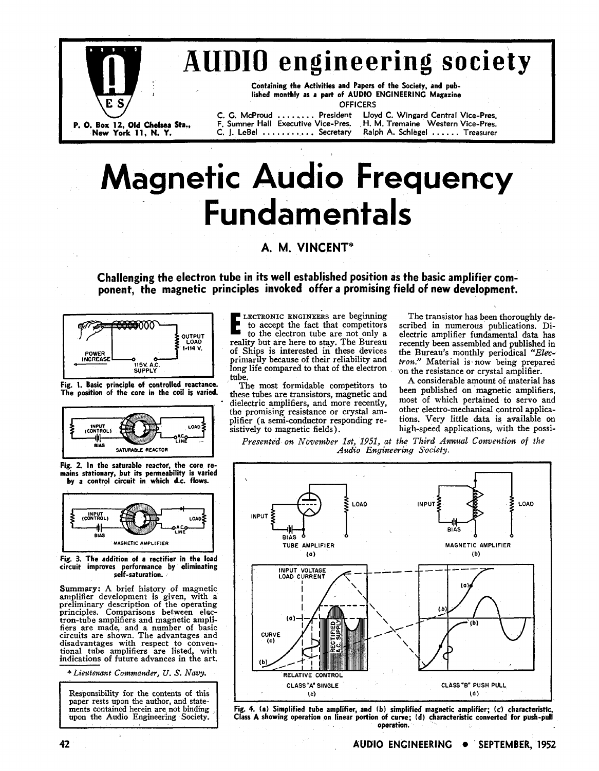# AUDIO engineering society

Containing the Activities and Papers of the Society, and published monthly as a part of AUDIO ENGINEERING Magazine

P. O. Box 12, Old Chelsea Sta., New York 11, N. Y.

OFFICERS

C. G. McProud ........ President
Lloyd C. Wingard Central Vice-Pres.
F. Sumner Hall Executive Vice-Pres.
H. M. Tremaine Western Vice-Pres.
C. J. LeBel ........... Secretary
Ralph A. Schlegel ...... Treasurer

# Magnetic Audio Frequency Fundamentals

## A. M. VINCENT*

**Challenging the electron tube in its well established position as the basic amplifier component, the magnetic principles invoked offer a promising field of new development.**

Fig. 1. Basic principle of controlled reactance. The position of the core in the coil is varied.

Fig. 2. In the saturable reactor, the core remains stationary, but its permeability is varied by a control circuit in which d.c. flows.

Fig. 3. The addition of a rectifier in the load circuit improves performance by eliminating self-saturation.

**Summary:** A brief history of magnetic amplifier development is given, with a preliminary description of the operating principles. Comparisons between electron-tube amplifiers and magnetic amplifiers are made, and a number of basic circuits are shown. The advantages and disadvantages with respect to conventional tube amplifiers are listed, with indications of future advances in the art.

\* *Lieutenant Commander, U. S. Navy.*

Responsibility for the contents of this paper rests upon the author, and statements contained herein are not binding upon the Audio Engineering Society.

Electronic engineers are beginning to accept the fact that competitors to the electron tube are not only a reality but are here to stay. The Bureau of Ships is interested in these devices primarily because of their reliability and long life compared to that of the electron tube.

The most formidable competitors to these tubes are transistors, magnetic and dielectric amplifiers, and more recently, the promising resistance or crystal amplifier (a semi-conductor responding resistively to magnetic fields).

The transistor has been thoroughly described in numerous publications. Dielectric amplifier fundamental data has recently been assembled and published in the Bureau's monthly periodical *"Electron."* Material is now being prepared on the resistance or crystal amplifier.

A considerable amount of material has been published on magnetic amplifiers, most of which pertained to servo and other electro-mechanical control applications. Very little data is available on high-speed applications, with the possi-

*Presented on November 1st, 1951, at the Third Annual Convention of the Audio Engineering Society.*

Fig. 4. (a) Simplified tube amplifier, and (b) simplified magnetic amplifier; (c) characteristic, Class A showing operation on linear portion of curve; (d) characteristic converted for push-pull operation.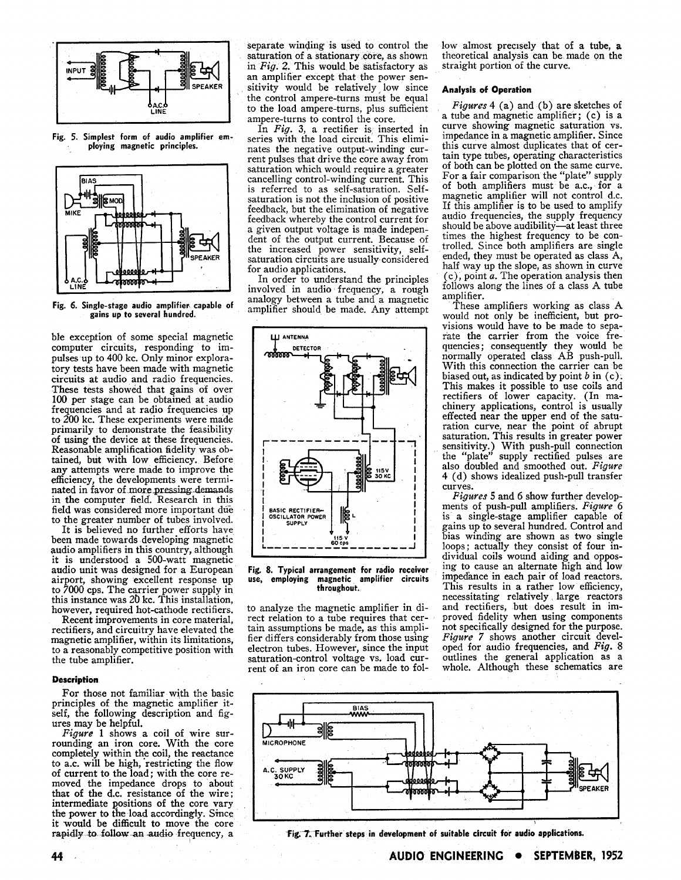Fig. 5. Simplest form of audio amplifier employing magnetic principles.

Fig. 6. Single-stage audio amplifier capable of gains up to several hundred.

ble exception of some special magnetic computer circuits, responding to impulses up to 400 kc. Only minor exploratory tests have been made with magnetic circuits at audio and radio frequencies. These tests showed that gains of over 100 per stage can be obtained at audio frequencies and at radio frequencies up to 200 kc. These experiments were made primarily to demonstrate the feasibility of using the device at these frequencies. Reasonable amplification fidelity was obtained, but with low efficiency. Before any attempts were made to improve the efficiency, the developments were terminated in favor of more pressing demands in the computer field. Research in this field was considered more important due to the greater number of tubes involved.

It is believed no further efforts have been made towards developing magnetic audio amplifiers in this country, although it is understood a 500-watt magnetic audio unit was designed for a European airport, showing excellent response up to 7000 cps. The carrier power supply in this instance was 20 kc. This installation, however, required hot-cathode rectifiers.

Recent improvements in core material, rectifiers, and circuitry have elevated the magnetic amplifier, within its limitations, to a reasonably competitive position with the tube amplifier.

### Description

For those not familiar with the basic principles of the magnetic amplifier itself, the following description and figures may be helpful.

*Figure* 1 shows a coil of wire surrounding an iron core. With the core completely within the coil, the reactance to a.c. will be high, restricting the flow of current to the load; with the core removed the impedance drops to about that of the d.c. resistance of the wire; intermediate positions of the core vary the power to the load accordingly. Since it would be difficult to move the core rapidly to follow an audio frequency, a separate winding is used to control the saturation of a stationary core, as shown in *Fig.* 2. This would be satisfactory as an amplifier except that the power sensitivity would be relatively low since the control ampere-turns must be equal to the load ampere-turns, plus sufficient ampere-turns to control the core.

In *Fig.* 3, a rectifier is inserted in series with the load circuit. This eliminates the negative output-winding current pulses that drive the core away from saturation which would require a greater cancelling control-winding current. This is referred to as self-saturation. Self-saturation is not the inclusion of positive feedback, but the elimination of negative feedback whereby the control current for a given output voltage is made independent of the output current. Because of the increased power sensitivity, self-saturation circuits are usually considered for audio applications.

In order to understand the principles involved in audio frequency, a rough analogy between a tube and a magnetic amplifier should be made. Any attempt to analyze the magnetic amplifier in direct relation to a tube requires that certain assumptions be made, as this amplifier differs considerably from those using electron tubes. However, since the input saturation-control voltage vs. load current of an iron core can be made to follow almost precisely that of a tube, a theoretical analysis can be made on the straight portion of the curve.

Fig. 8. Typical arrangement for radio receiver use, employing magnetic amplifier circuits throughout.

### Analysis of Operation

*Figures* 4 (a) and (b) are sketches of a tube and magnetic amplifier; (c) is a curve showing magnetic saturation vs. impedance in a magnetic amplifier. Since this curve almost duplicates that of certain type tubes, operating characteristics of both can be plotted on the same curve. For a fair comparison the "plate" supply of both amplifiers must be a.c., for a magnetic amplifier will not control d.c. If this amplifier is to be used to amplify audio frequencies, the supply frequency should be above audibility—at least three times the highest frequency to be controlled. Since both amplifiers are single ended, they must be operated as class A, half way up the slope, as shown in curve (c), point *a*. The operation analysis then follows along the lines of a class A tube amplifier.

These amplifiers working as class A would not only be inefficient, but provisions would have to be made to separate the carrier from the voice frequencies; consequently they would be normally operated class AB push-pull. With this connection the carrier can be biased out, as indicated by point *b* in (c). This makes it possible to use coils and rectifiers of lower capacity. (In machinery applications, control is usually effected near the upper end of the saturation curve, near the point of abrupt saturation. This results in greater power sensitivity.) With push-pull connection the "plate" supply rectified pulses are also doubled and smoothed out. *Figure* 4 (d) shows idealized push-pull transfer curves.

*Figures* 5 and 6 show further developments of push-pull amplifiers. *Figure* 6 is a single-stage amplifier capable of gains up to several hundred. Control and bias winding are shown as two single loops; actually they consist of four individual coils wound aiding and opposing to cause an alternate high and low impedance in each pair of load reactors. This results in a rather low efficiency, necessitating relatively large reactors and rectifiers, but does result in improved fidelity when using components not specifically designed for the purpose. *Figure* 7 shows another circuit developed for audio frequencies, and *Fig.* 8 outlines the general application as a whole. Although these schematics are

Fig. 7. Further steps in development of suitable circuit for audio applications.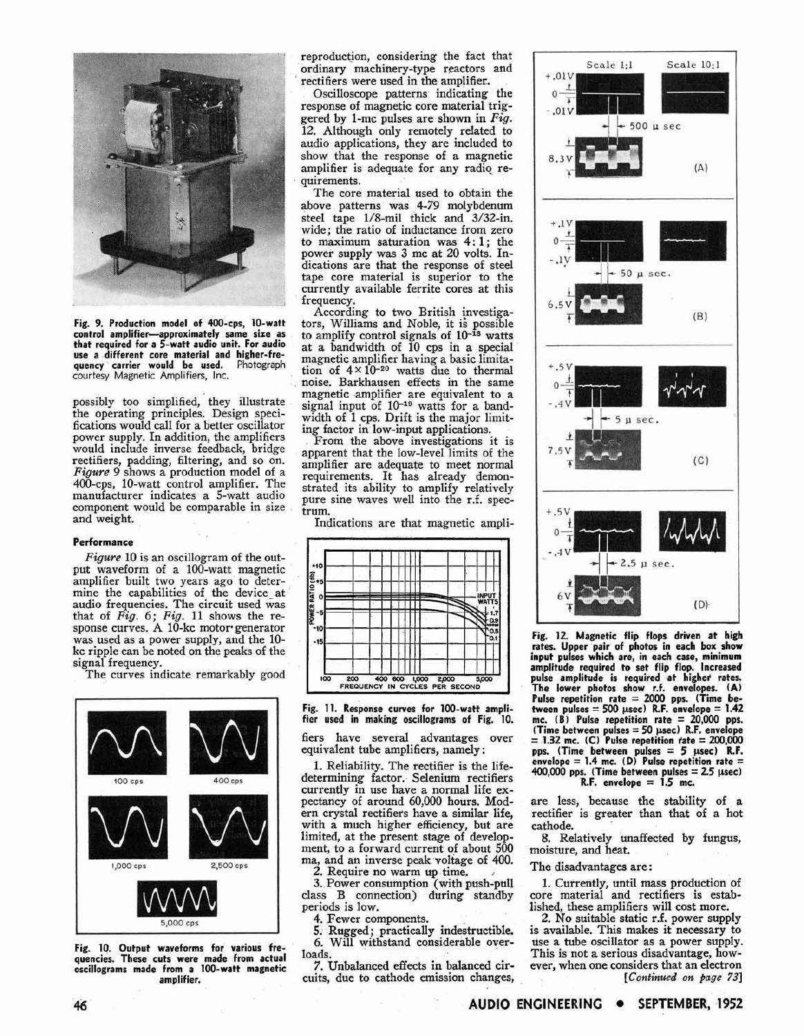Fig. 9. Production model of 400-cps, 10-watt control amplifier—approximately same size as that required for a 5-watt audio unit. For audio use a different core material and higher-frequency carrier would be used. Photograph courtesy Magnetic Amplifiers, Inc.

possibly too simplified, they illustrate the operating principles. Design specifications would call for a better oscillator power supply. In addition, the amplifiers would include inverse feedback, bridge rectifiers, padding, filtering, and so on. *Figure* 9 shows a production model of a 400-cps, 10-watt control amplifier. The manufacturer indicates a 5-watt audio component would be comparable in size and weight.

### Performance

*Figure* 10 is an oscillogram of the output waveform of a 100-watt magnetic amplifier built two years ago to determine the capabilities of the device at audio frequencies. The circuit used was that of *Fig.* 6; *Fig.* 11 shows the response curves. A 10-kc motor-generator was used as a power supply, and the 10-kc ripple can be noted on the peaks of the signal frequency.

The curves indicate remarkably good reproduction, considering the fact that ordinary machinery-type reactors and rectifiers were used in the amplifier.

Oscilloscope patterns indicating the response of magnetic core material triggered by 1-mc pulses are shown in *Fig.* 12. Although only remotely related to audio applications, they are included to show that the response of a magnetic amplifier is adequate for any radio requirements.

The core material used to obtain the above patterns was 4-79 molybdenum steel tape 1/8-mil thick and 3/32-in. wide; the ratio of inductance from zero to maximum saturation was 4:1; the power supply was 3 mc at 20 volts. Indications are that the response of steel tape core material is superior to the currently available ferrite cores at this frequency.

According to two British investigators, Williams and Noble, it is possible to amplify control signals of $10^{-18}$ watts at a bandwidth of 10 cps in a special magnetic amplifier having a basic limitation of $4 \times 10^{-20}$ watts due to thermal noise. Barkhausen effects in the same magnetic amplifier are equivalent to a signal input of $10^{-19}$ watts for a bandwidth of 1 cps. Drift is the major limiting factor in low-input applications.

From the above investigations it is apparent that the low-level limits of the amplifier are adequate to meet normal requirements. It has already demonstrated its ability to amplify relatively pure sine waves well into the r.f. spectrum.

Indications are that magnetic amplifiers have several advantages over equivalent tube amplifiers, namely:

1. Reliability. The rectifier is the life-determining factor. Selenium rectifiers currently in use have a normal life expectancy of around 60,000 hours. Modern crystal rectifiers have a similar life, with a much higher efficiency, but are limited, at the present stage of development, to a forward current of about 500 ma, and an inverse peak voltage of 400.
2. Require no warm up time.
3. Power consumption (with push-pull class B connection) during standby periods is low.
4. Fewer components.
5. Rugged; practically indestructible.
6. Will withstand considerable overloads.
7. Unbalanced effects in balanced circuits, due to cathode emission changes, are less, because the stability of a rectifier is greater than that of a hot cathode.
8. Relatively unaffected by fungus, moisture, and heat.

The disadvantages are:

1. Currently, until mass production of core material and rectifiers is established, these amplifiers will cost more.
2. No suitable static r.f. power supply is available. This makes it necessary to use a tube oscillator as a power supply. This is not a serious disadvantage, however, when one considers that an electron

*[Continued on page 73]*

Fig. 10. Output waveforms for various frequencies. These cuts were made from actual oscillograms made from a 100-watt magnetic amplifier.

Fig. 11. Response curves for 100-watt amplifier used in making oscillograms of Fig. 10.

Fig. 12. Magnetic flip flops driven at high rates. Upper pair of photos in each box show input pulses which are, in each case, minimum amplitude required to set flip flop. Increased pulse amplitude is required at higher rates. The lower photos show r.f. envelopes. (A) Pulse repetition rate = 2000 pps. (Time between pulses = 500 μsec) R.F. envelope = 1.42 mc. (B) Pulse repetition rate = 20,000 pps. (Time between pulses = 50 μsec) R.F. envelope = 1.32 mc. (C) Pulse repetition rate = 200,000 pps. (Time between pulses = 5 μsec) R.F. envelope = 1.4 mc. (D) Pulse repetition rate = 400,000 pps. (Time between pulses = 2.5 μsec) R.F. envelope = 1.5 mc.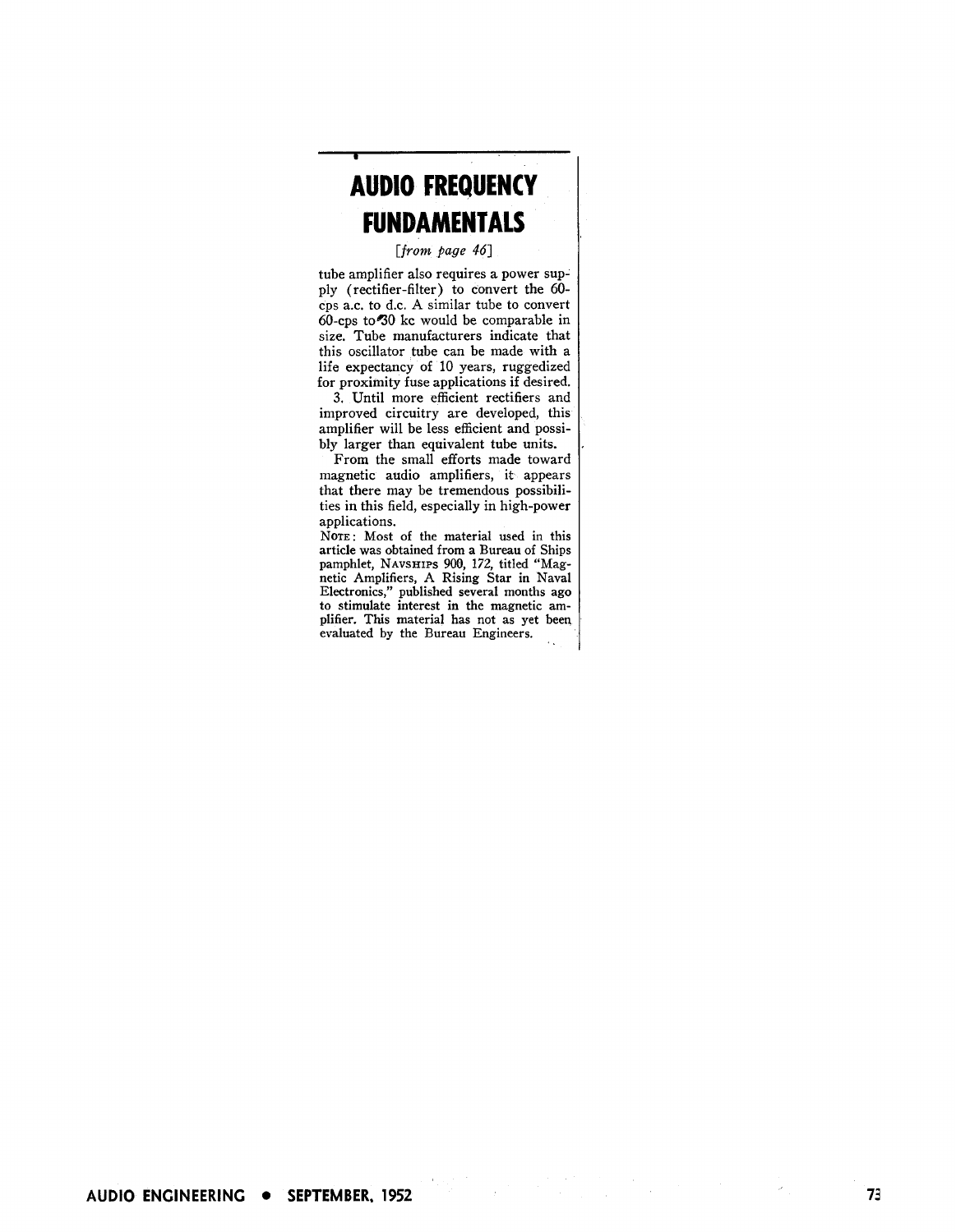## AUDIO FREQUENCY FUNDAMENTALS

*[from page 46]*

tube amplifier also requires a power supply (rectifier-filter) to convert the 60-cps a.c. to d.c. A similar tube to convert 60-cps to 30 kc would be comparable in size. Tube manufacturers indicate that this oscillator tube can be made with a life expectancy of 10 years, ruggedized for proximity fuse applications if desired.

3. Until more efficient rectifiers and improved circuitry are developed, this amplifier will be less efficient and possibly larger than equivalent tube units.

From the small efforts made toward magnetic audio amplifiers, it appears that there may be tremendous possibilities in this field, especially in high-power applications.

NOTE: Most of the material used in this article was obtained from a Bureau of Ships pamphlet, NAVSHIPS 900, 172, titled "Magnetic Amplifiers, A Rising Star in Naval Electronics," published several months ago to stimulate interest in the magnetic amplifier. This material has not as yet been evaluated by the Bureau Engineers.